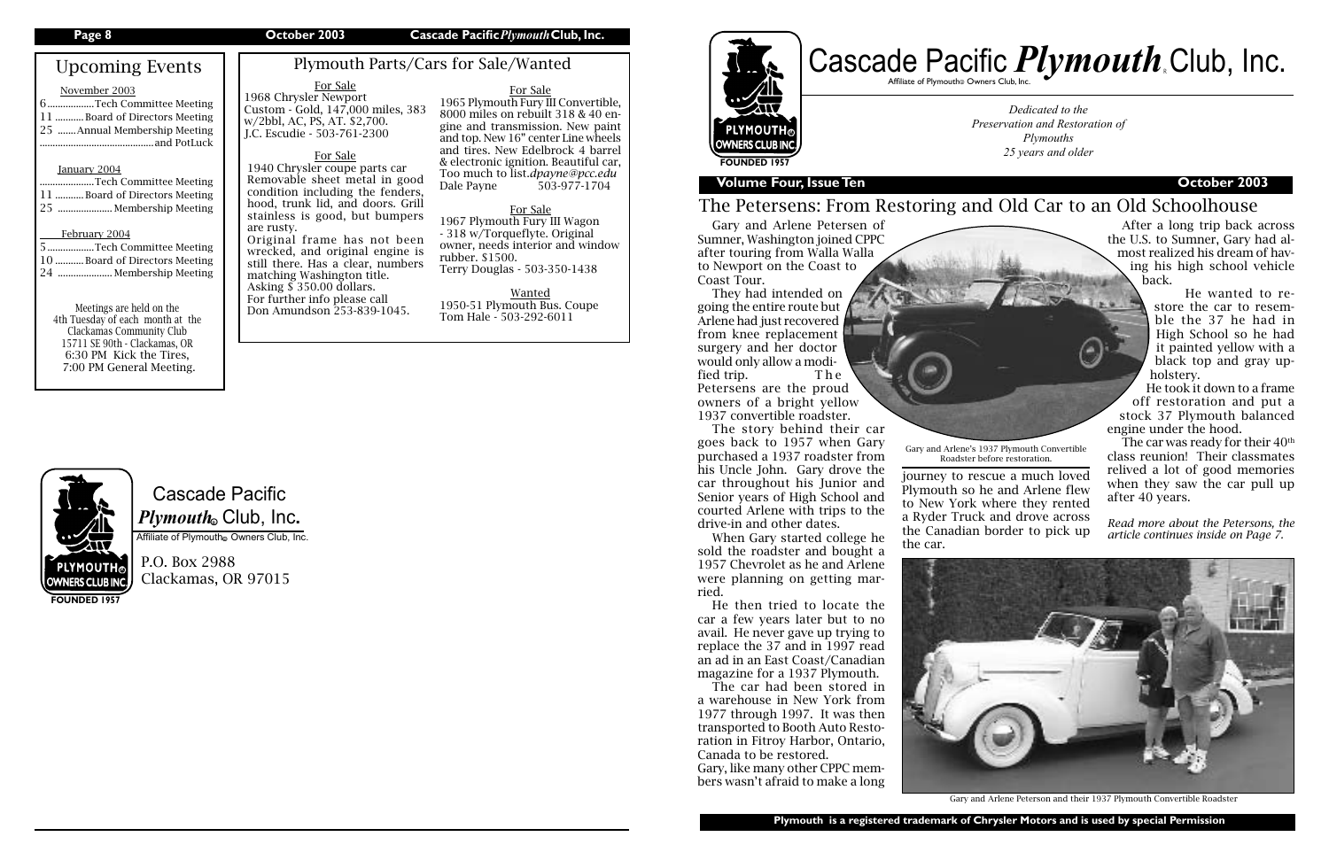## Upcoming Events

November 2003

6 ................. Tech Committee Meeting
11 ........... Board of Directors Meeting
25 ....... Annual Membership Meeting
........................................... and PotLuck

January 2004

..................... Tech Committee Meeting
11 ........... Board of Directors Meeting
25 ..................... Membership Meeting

February 2004

5 ................. Tech Committee Meeting
10 ........... Board of Directors Meeting
24 ..................... Membership Meeting

Meetings are held on the 4th Tuesday of each month at the Clackamas Community Club 15711 SE 90th - Clackamas, OR
6:30 PM Kick the Tires,
7:00 PM General Meeting.

## Plymouth Parts/Cars for Sale/Wanted

For Sale
1968 Chrysler Newport Custom - Gold, 147,000 miles, 383 w/2bbl, AC, PS, AT. $2,700.
J.C. Escudie - 503-761-2300

For Sale
1940 Chrysler coupe parts car
Removable sheet metal in good condition including the fenders, hood, trunk lid, and doors. Grill stainless is good, but bumpers are rusty.
Original frame has not been wrecked, and original engine is still there. Has a clear, numbers matching Washington title.
Asking $ 350.00 dollars.
For further info please call
Don Amundson 253-839-1045.

For Sale
1965 Plymouth Fury III Convertible, 8000 miles on rebuilt 318 & 40 engine and transmission. New paint and top. New 16" center Line wheels and tires. New Edelbrock 4 barrel & electronic ignition. Beautiful car, Too much to list.*dpayne@pcc.edu*
Dale Payne 503-977-1704

For Sale
1967 Plymouth Fury III Wagon - 318 w/Torqueflyte. Original owner, needs interior and window rubber. $1500.
Terry Douglas - 503-350-1438

Wanted
1950-51 Plymouth Bus. Coupe
Tom Hale - 503-292-6011

Cascade Pacific *Plymouth*® Club, Inc.
Affiliate of Plymouth® Owners Club, Inc.

P.O. Box 2988
Clackamas, OR 97015

# Cascade Pacific *Plymouth*® Club, Inc.

Affiliate of Plymouth® Owners Club, Inc.

FOUNDED 1957

*Dedicated to the Preservation and Restoration of Plymouths 25 years and older*

**Volume Four, Issue Ten** **October 2003**

## The Petersens: From Restoring and Old Car to an Old Schoolhouse

Gary and Arlene Petersen of Sumner, Washington joined CPPC after touring from Walla Walla to Newport on the Coast to Coast Tour.

They had intended on going the entire route but Arlene had just recovered from knee replacement surgery and her doctor would only allow a modified trip. The Petersens are the proud owners of a bright yellow 1937 convertible roadster.

The story behind their car goes back to 1957 when Gary purchased a 1937 roadster from his Uncle John. Gary drove the car throughout his Junior and Senior years of High School and courted Arlene with trips to the drive-in and other dates.

When Gary started college he sold the roadster and bought a 1957 Chevrolet as he and Arlene were planning on getting married.

He then tried to locate the car a few years later but to no avail. He never gave up trying to replace the 37 and in 1997 read an ad in an East Coast/Canadian magazine for a 1937 Plymouth.

The car had been stored in a warehouse in New York from 1977 through 1997. It was then transported to Booth Auto Restoration in Fitroy Harbor, Ontario, Canada to be restored.

Gary, like many other CPPC members wasn't afraid to make a long journey to rescue a much loved Plymouth so he and Arlene flew to New York where they rented a Ryder Truck and drove across the Canadian border to pick up the car.

Gary and Arlene's 1937 Plymouth Convertible Roadster before restoration.

After a long trip back across the U.S. to Sumner, Gary had almost realized his dream of having his high school vehicle back.

He wanted to restore the car to resemble the 37 he had in High School so he had it painted yellow with a black top and gray upholstery.

He took it down to a frame off restoration and put a stock 37 Plymouth balanced engine under the hood.

The car was ready for their 40th class reunion! Their classmates relived a lot of good memories when they saw the car pull up after 40 years.

*Read more about the Petersons, the article continues inside on Page 7.*

Gary and Arlene Peterson and their 1937 Plymouth Convertible Roadster

**Plymouth is a registered trademark of Chrysler Motors and is used by special Permission**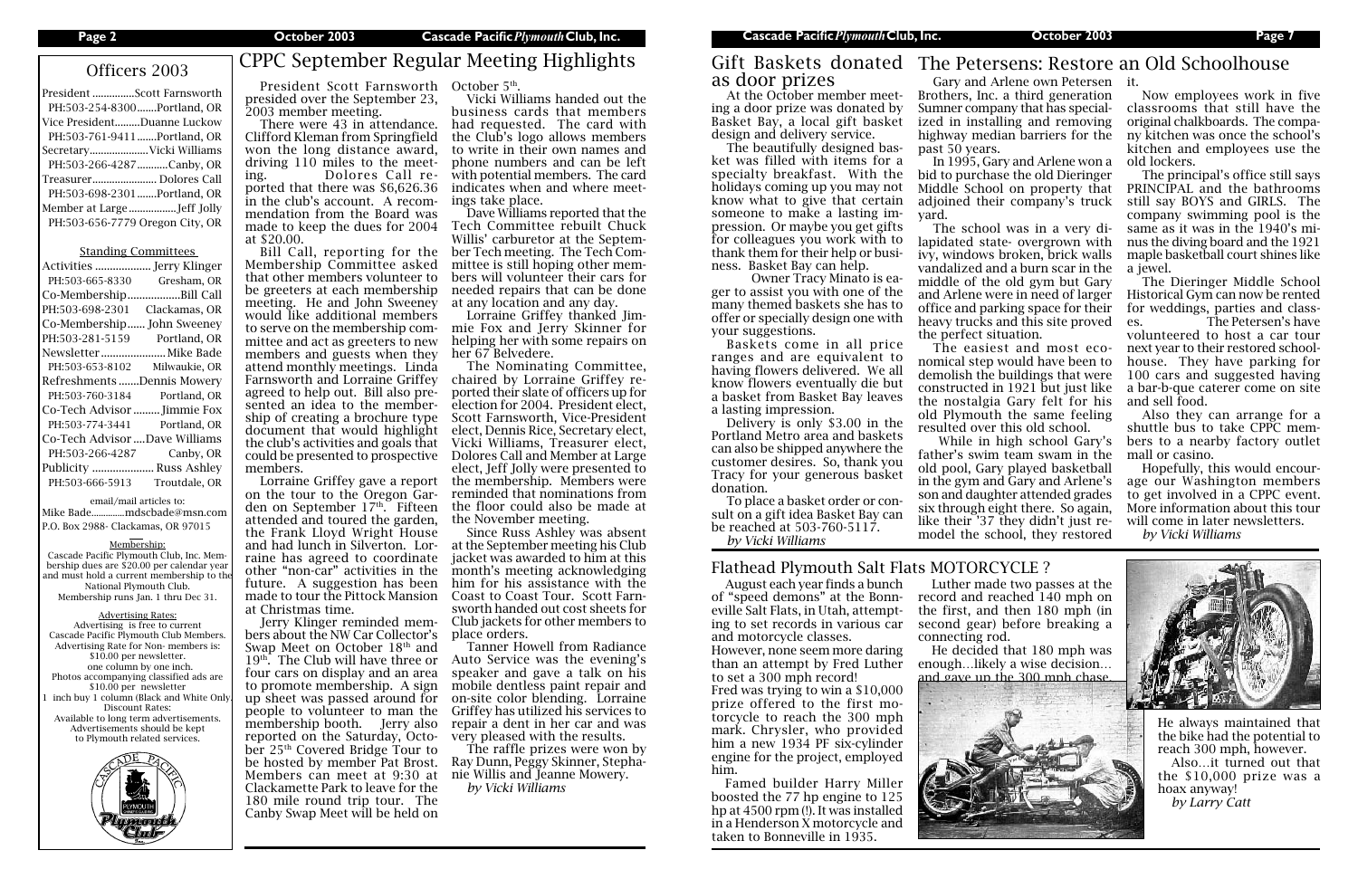## Officers 2003

President ...............Scott Farnsworth
PH:503-254-8300.......Portland, OR
Vice President.........Duanne Luckow
PH:503-761-9411.......Portland, OR
Secretary....................Vicki Williams
PH:503-266-4287...........Canby, OR
Treasurer...................... Dolores Call
PH:503-698-2301.......Portland, OR
Member at Large.................Jeff Jolly
PH:503-656-7779 Oregon City, OR

### Standing Committees

Activities ................... Jerry Klinger
PH:503-665-8330 Gresham, OR
Co-Membership..................Bill Call
PH:503-698-2301 Clackamas, OR
Co-Membership...... John Sweeney
PH:503-281-5159 Portland, OR
Newsletter...................... Mike Bade
PH:503-653-8102 Milwaukie, OR
Refreshments .......Dennis Mowery
PH:503-760-3184 Portland, OR
Co-Tech Advisor ......... Jimmie Fox
PH:503-774-3441 Portland, OR
Co-Tech Advisor ....Dave Williams
PH:503-266-4287 Canby, OR
Publicity .................... Russ Ashley
PH:503-666-5913 Troutdale, OR

email/mail articles to:
Mike Bade.............mdscbade@msn.com
P.O. Box 2988- Clackamas, OR 97015

Membership:
Cascade Pacific Plymouth Club, Inc. Membership dues are $20.00 per calendar year and must hold a current membership to the National Plymouth Club.
Membership runs Jan. 1 thru Dec 31.

Advertising Rates:
Advertising is free to current Cascade Pacific Plymouth Club Members.
Advertising Rate for Non- members is: $10.00 per newsletter.
one column by one inch.
Photos accompanying classified ads are $10.00 per newsletter
1 inch buy 1 column (Black and White Only)
Discount Rates:
Available to long term advertisements.
Advertisements should be kept to Plymouth related services.

# CPPC September Regular Meeting Highlights

President Scott Farnsworth presided over the September 23, 2003 member meeting.

There were 43 in attendance. Clifford Kleman from Springfield won the long distance award, driving 110 miles to the meeting. Dolores Call reported that there was $6,626.36 in the club's account. A recommendation from the Board was made to keep the dues for 2004 at $20.00.

Bill Call, reporting for the Membership Committee asked that other members volunteer to be greeters at each membership meeting. He and John Sweeney would like additional members to serve on the membership committee and act as greeters to new members and guests when they attend monthly meetings. Linda Farnsworth and Lorraine Griffey agreed to help out. Bill also presented an idea to the membership of creating a brochure type document that would highlight the club's activities and goals that could be presented to prospective members.

Lorraine Griffey gave a report on the tour to the Oregon Garden on September 17th. Fifteen attended and toured the garden, the Frank Lloyd Wright House and had lunch in Silverton. Lorraine has agreed to coordinate other "non-car" activities in the future. A suggestion has been made to tour the Pittock Mansion at Christmas time.

Jerry Klinger reminded members about the NW Car Collector's Swap Meet on October 18th and 19th. The Club will have three or four cars on display and an area to promote membership. A sign up sheet was passed around for people to volunteer to man the membership booth. Jerry also reported on the Saturday, October 25th Covered Bridge Tour to be hosted by member Pat Brost. Members can meet at 9:30 at Clackamette Park to leave for the 180 mile round trip tour. The Canby Swap Meet will be held on October 5th.

Vicki Williams handed out the business cards that members had requested. The card with the Club's logo allows members to write in their own names and phone numbers and can be left with potential members. The card indicates when and where meetings take place.

Dave Williams reported that the Tech Committee rebuilt Chuck Willis' carburetor at the September Tech meeting. The Tech Committee is still hoping other members will volunteer their cars for needed repairs that can be done at any location and any day.

Lorraine Griffey thanked Jimmie Fox and Jerry Skinner for helping her with some repairs on her 67 Belvedere.

The Nominating Committee, chaired by Lorraine Griffey reported their slate of officers up for election for 2004. President elect, Scott Farnsworth, Vice-President elect, Dennis Rice, Secretary elect, Vicki Williams, Treasurer elect, Dolores Call and Member at Large elect, Jeff Jolly were presented to the membership. Members were reminded that nominations from the floor could also be made at the November meeting.

Since Russ Ashley was absent at the September meeting his Club jacket was awarded to him at this month's meeting acknowledging him for his assistance with the Coast to Coast Tour. Scott Farnsworth handed out cost sheets for Club jackets for other members to place orders.

Tanner Howell from Radiance Auto Service was the evening's speaker and gave a talk on his mobile dentless paint repair and on-site color blending. Lorraine Griffey has utilized his services to repair a dent in her car and was very pleased with the results.

The raffle prizes were won by Ray Dunn, Peggy Skinner, Stephanie Willis and Jeanne Mowery.

*by Vicki Williams*

# Gift Baskets donated as door prizes

At the October member meeting a door prize was donated by Basket Bay, a local gift basket design and delivery service.

The beautifully designed basket was filled with items for a specialty breakfast. With the holidays coming up you may not know what to give that certain someone to make a lasting impression. Or maybe you get gifts for colleagues you work with to thank them for their help or business. Basket Bay can help.

Owner Tracy Minato is eager to assist you with one of the many themed baskets she has to offer or specially design one with your suggestions.

Baskets come in all price ranges and are equivalent to having flowers delivered. We all know flowers eventually die but a basket from Basket Bay leaves a lasting impression.

Delivery is only $3.00 in the Portland Metro area and baskets can also be shipped anywhere the customer desires. So, thank you Tracy for your generous basket donation.

To place a basket order or consult on a gift idea Basket Bay can be reached at 503-760-5117.

*by Vicki Williams*

# The Petersens: Restore an Old Schoolhouse

Gary and Arlene own Petersen Brothers, Inc. a third generation Sumner company that has specialized in installing and removing highway median barriers for the past 50 years.

In 1995, Gary and Arlene won a bid to purchase the old Dieringer Middle School on property that adjoined their company's truck yard.

The school was in a very dilapidated state- overgrown with ivy, windows broken, brick walls vandalized and a burn scar in the middle of the old gym but Gary and Arlene were in need of larger office and parking space for their heavy trucks and this site proved the perfect situation.

The easiest and most economical step would have been to demolish the buildings that were constructed in 1921 but just like the nostalgia Gary felt for his old Plymouth the same feeling resulted over this old school.

While in high school Gary's father's swim team swam in the old pool, Gary played basketball in the gym and Gary and Arlene's son and daughter attended grades six through eight there. So again, like their '37 they didn't just remodel the school, they restored it.

Now employees work in five classrooms that still have the original chalkboards. The company kitchen was once the school's kitchen and employees use the old lockers.

The principal's office still says PRINCIPAL and the bathrooms still say BOYS and GIRLS. The company swimming pool is the same as it was in the 1940's minus the diving board and the 1921 maple basketball court shines like a jewel.

The Dieringer Middle School Historical Gym can now be rented for weddings, parties and classes. The Petersen's have volunteered to host a car tour next year to their restored schoolhouse. They have parking for 100 cars and suggested having a bar-b-que caterer come on site and sell food.

Also they can arrange for a shuttle bus to take CPPC members to a nearby factory outlet mall or casino.

Hopefully, this would encourage our Washington members to get involved in a CPPC event. More information about this tour will come in later newsletters.

*by Vicki Williams*

# Flathead Plymouth Salt Flats MOTORCYCLE ?

August each year finds a bunch of "speed demons" at the Bonneville Salt Flats, in Utah, attempting to set records in various car and motorcycle classes.

However, none seem more daring than an attempt by Fred Luther to set a 300 mph record!

Fred was trying to win a $10,000 prize offered to the first motorcycle to reach the 300 mph mark. Chrysler, who provided him a new 1934 PF six-cylinder engine for the project, employed him.

Famed builder Harry Miller boosted the 77 hp engine to 125 hp at 4500 rpm (!). It was installed in a Henderson X motorcycle and taken to Bonneville in 1935.

Luther made two passes at the record and reached 140 mph on the first, and then 180 mph (in second gear) before breaking a connecting rod.

He decided that 180 mph was enough…likely a wise decision… and gave up the 300 mph chase.

He always maintained that the bike had the potential to reach 300 mph, however.

Also…it turned out that the $10,000 prize was a hoax anyway!

*by Larry Catt*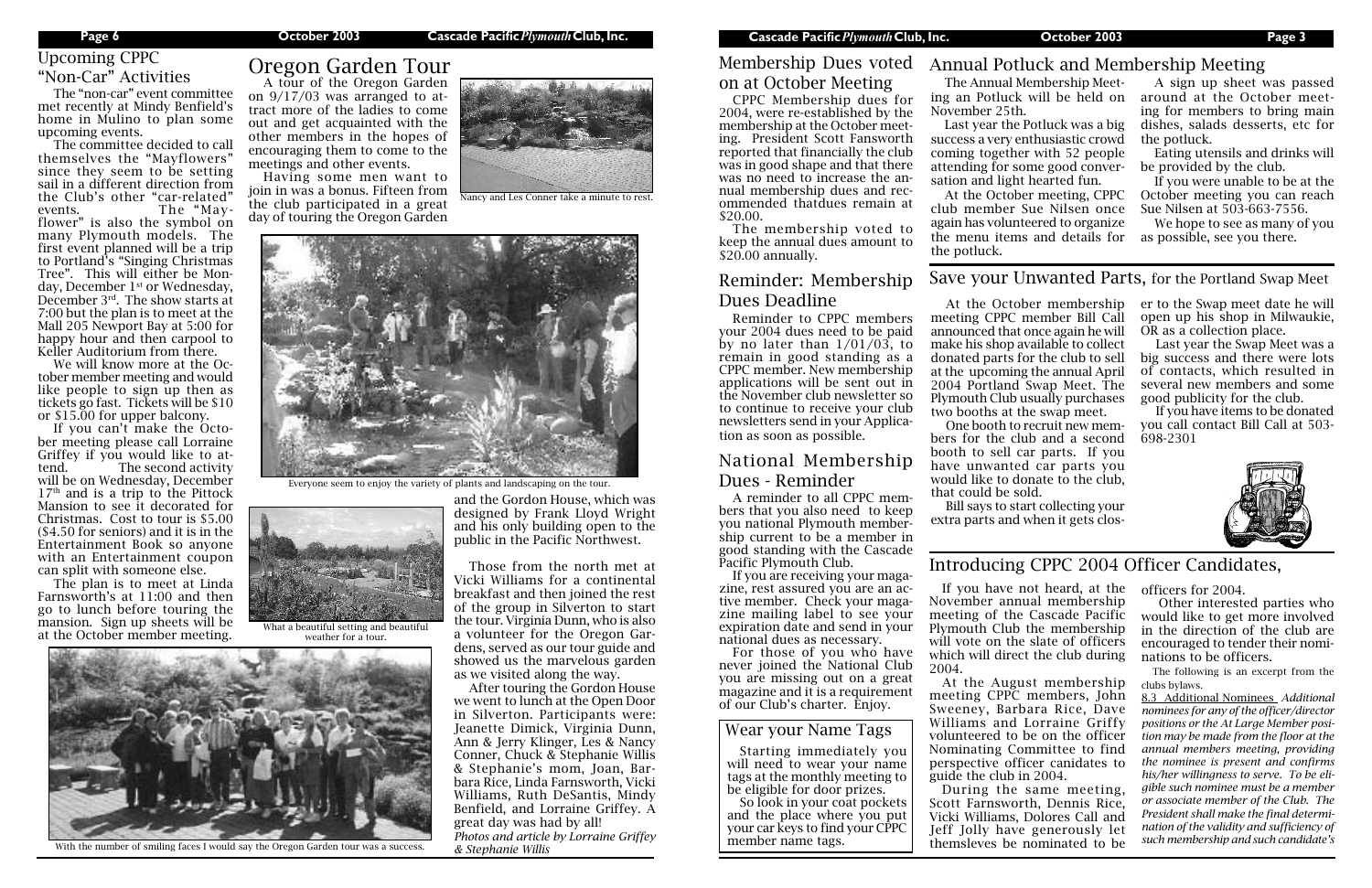## Upcoming CPPC "Non-Car" Activities

The "non-car" event committee met recently at Mindy Benfield's home in Mulino to plan some upcoming events.

The committee decided to call themselves the "Mayflowers" since they seem to be setting sail in a different direction from the Club's other "car-related" events. The "Mayflower" is also the symbol on many Plymouth models. The first event planned will be a trip to Portland's "Singing Christmas Tree". This will either be Monday, December 1st or Wednesday, December 3rd. The show starts at 7:00 but the plan is to meet at the Mall 205 Newport Bay at 5:00 for happy hour and then carpool to Keller Auditorium from there.

We will know more at the October member meeting and would like people to sign up then as tickets go fast. Tickets will be $10 or $15.00 for upper balcony.

If you can't make the October meeting please call Lorraine Griffey if you would like to attend. The second activity will be on Wednesday, December 17th and is a trip to the Pittock Mansion to see it decorated for Christmas. Cost to tour is $5.00 ($4.50 for seniors) and it is in the Entertainment Book so anyone with an Entertainment coupon can split with someone else.

The plan is to meet at Linda Farnsworth's at 11:00 and then go to lunch before touring the mansion. Sign up sheets will be at the October member meeting.

## Oregon Garden Tour

A tour of the Oregon Garden on 9/17/03 was arranged to attract more of the ladies to come out and get acquainted with the other members in the hopes of encouraging them to come to the meetings and other events.

Having some men want to join in was a bonus. Fifteen from the club participated in a great day of touring the Oregon Garden and the Gordon House, which was designed by Frank Lloyd Wright and his only building open to the public in the Pacific Northwest.

Nancy and Les Conner take a minute to rest.

Everyone seem to enjoy the variety of plants and landscaping on the tour.

What a beautiful setting and beautiful weather for a tour.

With the number of smiling faces I would say the Oregon Garden tour was a success.

Those from the north met at Vicki Williams for a continental breakfast and then joined the rest of the group in Silverton to start the tour. Virginia Dunn, who is also a volunteer for the Oregon Gardens, served as our tour guide and showed us the marvelous garden as we visited along the way.

After touring the Gordon House we went to lunch at the Open Door in Silverton. Participants were: Jeanette Dimick, Virginia Dunn, Ann & Jerry Klinger, Les & Nancy Conner, Chuck & Stephanie Willis & Stephanie's mom, Joan, Barbara Rice, Linda Farnsworth, Vicki Williams, Ruth DeSantis, Mindy Benfield, and Lorraine Griffey. A great day was had by all!

*Photos and article by Lorraine Griffey & Stephanie Willis*

## Membership Dues voted on at October Meeting

CPPC Membership dues for 2004, were re-established by the membership at the October meeting. President Scott Fansworth reported that financially the club was in good shape and that there was no need to increase the annual membership dues and recommended thatdues remain at $20.00.

The membership voted to keep the annual dues amount to $20.00 annually.

## Reminder: Membership Dues Deadline

Reminder to CPPC members your 2004 dues need to be paid by no later than 1/01/03, to remain in good standing as a CPPC member. New membership applications will be sent out in the November club newsletter so to continue to receive your club newsletters send in your Application as soon as possible.

## National Membership Dues - Reminder

A reminder to all CPPC members that you also need to keep you national Plymouth membership current to be a member in good standing with the Cascade Pacific Plymouth Club.

If you are receiving your magazine, rest assured you are an active member. Check your magazine mailing label to see your expiration date and send in your national dues as necessary.

For those of you who have never joined the National Club you are missing out on a great magazine and it is a requirement of our Club's charter. Enjoy.

## Wear your Name Tags

Starting immediately you will need to wear your name tags at the monthly meeting to be eligible for door prizes.

So look in your coat pockets and the place where you put your car keys to find your CPPC member name tags.

## Annual Potluck and Membership Meeting

The Annual Membership Meeting an Potluck will be held on November 25th.

Last year the Potluck was a big success a very enthusiastic crowd coming together with 52 people attending for some good conversation and light hearted fun.

At the October meeting, CPPC club member Sue Nilsen once again has volunteered to organize the menu items and details for the potluck.

A sign up sheet was passed around at the October meeting for members to bring main dishes, salads desserts, etc for the potluck.

Eating utensils and drinks will be provided by the club.

If you were unable to be at the October meeting you can reach Sue Nilsen at 503-663-7556.

We hope to see as many of you as possible, see you there.

## Save your Unwanted Parts, for the Portland Swap Meet

At the October membership meeting CPPC member Bill Call announced that once again he will make his shop available to collect donated parts for the club to sell at the upcoming the annual April 2004 Portland Swap Meet. The Plymouth Club usually purchases two booths at the swap meet.

One booth to recruit new members for the club and a second booth to sell car parts. If you have unwanted car parts you would like to donate to the club, that could be sold.

Bill says to start collecting your extra parts and when it gets closer to the Swap meet date he will open up his shop in Milwaukie, OR as a collection place.

Last year the Swap Meet was a big success and there were lots of contacts, which resulted in several new members and some good publicity for the club.

If you have items to be donated you call contact Bill Call at 503-698-2301

## Introducing CPPC 2004 Officer Candidates,

If you have not heard, at the November annual membership meeting of the Cascade Pacific Plymouth Club the membership will vote on the slate of officers which will direct the club during 2004.

At the August membership meeting CPPC members, John Sweeney, Barbara Rice, Dave Williams and Lorraine Griffy volunteered to be on the officer Nominating Committee to find perspective officer canidates to guide the club in 2004.

During the same meeting, Scott Farnsworth, Dennis Rice, Vicki Williams, Dolores Call and Jeff Jolly have generously let themsleves be nominated to be officers for 2004.

Other interested parties who would like to get more involved in the direction of the club are encouraged to tender their nominations to be officers.

The following is an excerpt from the clubs bylaws.

8.3 Additional Nominees *Additional nominees for any of the officer/director positions or the At Large Member position may be made from the floor at the annual members meeting, providing the nominee is present and confirms his/her willingness to serve. To be eligible such nominee must be a member or associate member of the Club. The President shall make the final determination of the validity and sufficiency of such membership and such candidate's*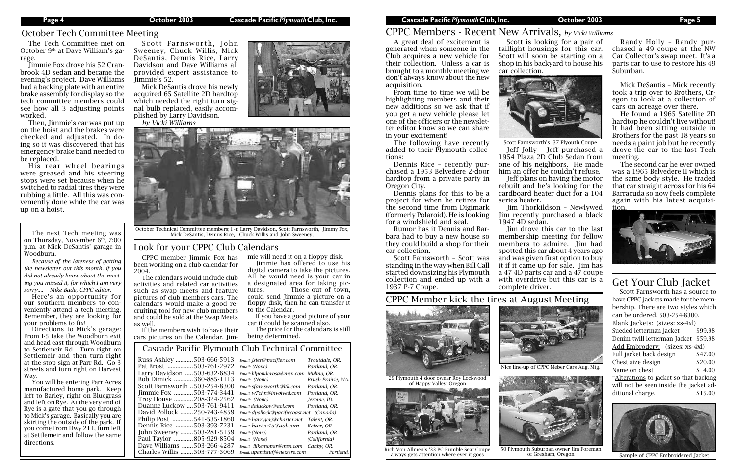## October Tech Committee Meeting

The Tech Committee met on October 9th at Dave William's garage.

Jimmie Fox drove his 52 Cranbrook 4D sedan and became the evening's project. Dave Williams had a backing plate with an entire brake assembly for display so the tech committee members could see how all 3 adjusting points worked.

Then, Jimmie's car was put up on the hoist and the brakes were checked and adjusted. In doing so it was discovered that his emergency brake band needed to be replaced.

His rear wheel bearings were greased and his steering stops were set because when he switched to radial tires they were rubbing a little. All this was conveniently done while the car was up on a hoist.

Scott Farnsworth, John Sweeney, Chuck Willis, Mick DeSantis, Dennis Rice, Larry Davidson and Dave Williams all provided expert assistance to Jimmie's 52.

Mick DeSantis drove his newly acquired 65 Satellite 2D hardtop which needed the right turn signal bulb replaced, easily accomplished by Larry Davidson.

*by Vicki Williams*

October Technical Committee members; l -r: Larry Davidson, Scott Farnsworth, Jimmy Fox, Mick DeSantis, Dennis Rice, Chuck Willis and John Sweeney,

The next Tech meeting was on Thursday, November 6th, 7:00 p.m. at Mick DeSantis' garage in Woodburn.

*Because of the lateness of getting the newsletter out this month, if you did not already know about the meeting you missed it, for which I am very sorry.... Mike Bade, CPPC editor.*

Here's an opportunity for our southern members to conveniently attend a tech meeting. Remember, they are looking for your problems to fix!

Directions to Mick's garage: From I-5 take the Woodburn exit and head east through Woodburn to Settlemeir Rd. Turn right on Settlemeir and then turn right at the stop sign at Parr Rd. Go 3 streets and turn right on Harvest Way.

You will be entering Parr Acres manufactured home park. Keep left to Barley, right on Bluegrass and left on Rye. At the very end of Rye is a gate that you go through to Mick's garage. Basically you are skirting the outside of the park. If you come from Hwy 211, turn left at Settlemeir and follow the same directions.

## Look for your CPPC Club Calendars

CPPC member Jimmie Fox has been working on a club calendar for 2004.

The calendars would include club activities and related car activities such as swap meets and feature pictures of club members cars. The calendars would make a good recruiting tool for new club members and could be sold at the Swap Meets as well.

If the members wish to have their cars pictures on the Calendar, Jimmie will need it on a floppy disk.

Jimmie has offered to use his digital camera to take the pictures. All he would need is your car in a designated area for taking pictures. Those out of town, could send Jimmie a picture on a floppy disk, then he can transfer it to the Calendar.

If you have a good picture of your car it could be scanned also.

The price for the calendars is still being determined.

### Cascade Pacific Plymouth Club Technical Committee

| | | | |
|---|---|---|---|
| Russ Ashley | 503-666-5913 | Email: jsten@pacifier.com | Troutdale, OR. |
| Pat Brost | 503-761-2972 | Email: (None) | Portland, OR. |
| Larry Davidson | 503-632-6834 | Email: lilponderosa@msn.com | Mulino, OR. |
| Bob Dimick | 360-885-1113 | Email: (None) | Brush Prairie, WA. |
| Scott Farnsworth | 503-254-8300 | Email: sfarnsworth@ltk.com | Portland, OR. |
| Jimmie Fox | 503-774-3441 | Email: w7chn@involved.com | Portland, OR. |
| Troy House | 208-324-2562 | Email: (None) | Jerome, ID. |
| Duanne Luckow | 503-761-9411 | Email daluckow@aol.com | Portland, OR. |
| David Pollock | 250-743-4859 | Email: dpollock@pacificcoast.net | (Canada) |
| Philip Post | 541-535-1860 | Email: harrigerj@charter.net | Talent, OR. |
| Dennis Rice | 503-393-7231 | Email: barice45@aol.com | Keizer, OR |
| John Sweeney | 503-281-5159 | Email: (None) | Portland, OR |
| Paul Taylor | 805-929-8504 | Email: (None) | (California) |
| Dave Williams | 503-266-4287 | Email: ilikemopar@msn.com | Canby, OR. |
| Charles Willis | 503-777-5069 | Email: upandstuff@netzero.com | Portland, |

## CPPC Members - Recent New Arrivals, *by Vicki Williams*

A great deal of excitement is generated when someone in the Club acquires a new vehicle for their collection. Unless a car is brought to a monthly meeting we don't always know about the new acquisition.

From time to time we will be highlighting members and their new additions so we ask that if you get a new vehicle please let one of the officers or the newsletter editor know so we can share in your excitement!

The following have recently added to their Plymouth collections:

Dennis Rice – recently purchased a 1953 Belvedere 2-door hardtop from a private party in Oregon City.

Dennis plans for this to be a project for when he retires for the second time from Digimark (formerly Polaroid). He is looking for a windshield and seal.

Rumor has it Dennis and Barbara had to buy a new house so they could build a shop for their car collection.

Scott Farnsworth – Scott was standing in the way when Bill Call started downsizing his Plymouth collection and ended up with a 1937 P-7 Coupe.

Scott is looking for a pair of taillight housings for this car. Scott will soon be starting on a shop in his backyard to house his car collection.

Scott Farnsworth's '37 Plyouth Coupe

Jeff Jolly – Jeff purchased a 1954 Plaza 2D Club Sedan from one of his neighbors. He made him an offer he couldn't refuse.

Jeff plans on having the motor rebuilt and he's looking for the cardboard heater duct for a 104 series heater.

Jim Thorkildson – Newlywed Jim recently purchased a black 1947 4D sedan.

Jim drove this car to the last membership meeting for fellow members to admire. Jim had spotted this car about 4 years ago and was given first option to buy it if it came up for sale. Jim has a 47 4D parts car and a 47 coupe with overdrive but this car is a complete driver.

Randy Holly – Randy purchased a 49 coupe at the NW Car Collector's swap meet. It's a parts car to use to restore his 49 Suburban.

Mick DeSantis – Mick recently took a trip over to Brothers, Oregon to look at a collection of cars on acreage over there.

He found a 1965 Satellite 2D hardtop he couldn't live without! It had been sitting outside in Brothers for the past 18 years so needs a paint job but he recently drove the car to the last Tech meeting.

The second car he ever owned was a 1965 Belvedere II which is the same body style. He traded that car straight across for his 64 Barracuda so now feels complete again with his latest acquisition.

## CPPC Member kick the tires at August Meeting

29 Plymouth 4 door owner Roy Lockwood of Happy Valley, Oregon

Nice line-up of CPPC Meber Cars Aug. Mtg.

Rich Von Allmen's '33 PC Rumble Seat Coupe always gets attention where ever it goes

50 Plymouth Suburban owner Jim Foreman of Gresham, Oregon

## Get Your Club Jacket

Scott Farnsworth has a source to have CPPC jackets made for the membership. There are two styles which can be ordered. 503-254-8300.

Blank Jackets: (sizes: xs-4xl)

| | |
|---|---|
| Sueded letterman jacket | $99.98 |
| Denim twill letterman Jacket | $59.98 |

Add Embrodery: (sizes: xs-4xl)

| | |
|---|---|
| Full jacket back design | $47.00 |
| Chest size design | $20.00 |
| Name on chest | $ 4.00 |

*Alterations to jacket so that backing will not be seen inside the jacket additional charge. $15.00

Sample of CPPC Embroidered Jacket